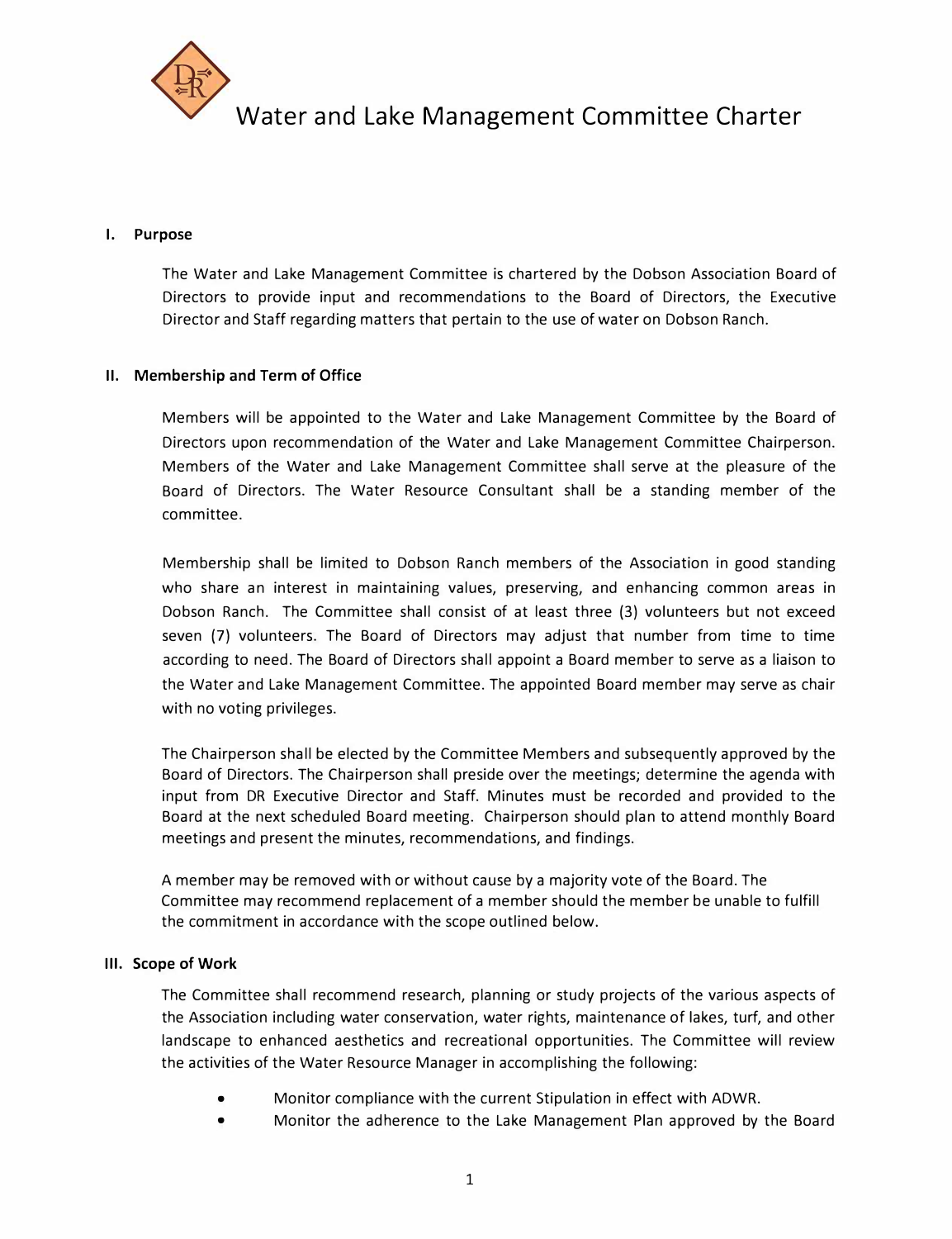# Water and Lake Management Committee Charter

## I. Purpose

The Water and Lake Management Committee is chartered by the Dobson Association Board of Directors to provide input and recommendations to the Board of Directors, the Executive Director and Staff regarding matters that pertain to the use of water on Dobson Ranch.

## II. Membership and Term of Office

Members will be appointed to the Water and Lake Management Committee by the Board of Directors upon recommendation of the Water and Lake Management Committee Chairperson. Members of the Water and Lake Management Committee shall serve at the pleasure of the Board of Directors. The Water Resource Consultant shall be a standing member of the committee.

Membership shall be limited to Dobson Ranch members of the Association in good standing who share an interest in maintaining values, preserving, and enhancing common areas in Dobson Ranch. The Committee shall consist of at least three (3) volunteers but not exceed seven (7) volunteers. The Board of Directors may adjust that number from time to time according to need. The Board of Directors shall appoint a Board member to serve as a liaison to the Water and Lake Management Committee. The appointed Board member may serve as chair with no voting privileges.

The Chairperson shall be elected by the Committee Members and subsequently approved by the Board of Directors. The Chairperson shall preside over the meetings; determine the agenda with input from DR Executive Director and Staff. Minutes must be recorded and provided to the Board at the next scheduled Board meeting. Chairperson should plan to attend monthly Board meetings and present the minutes, recommendations, and findings.

A member may be removed with or without cause by a majority vote of the Board. The Committee may recommend replacement of a member should the member be unable to fulfill the commitment in accordance with the scope outlined below.

## III. Scope of Work

The Committee shall recommend research, planning or study projects of the various aspects of the Association including water conservation, water rights, maintenance of lakes, turf, and other landscape to enhanced aesthetics and recreational opportunities. The Committee will review the activities of the Water Resource Manager in accomplishing the following:

- Monitor compliance with the current Stipulation in effect with ADWR.
- Monitor the adherence to the Lake Management Plan approved by the Board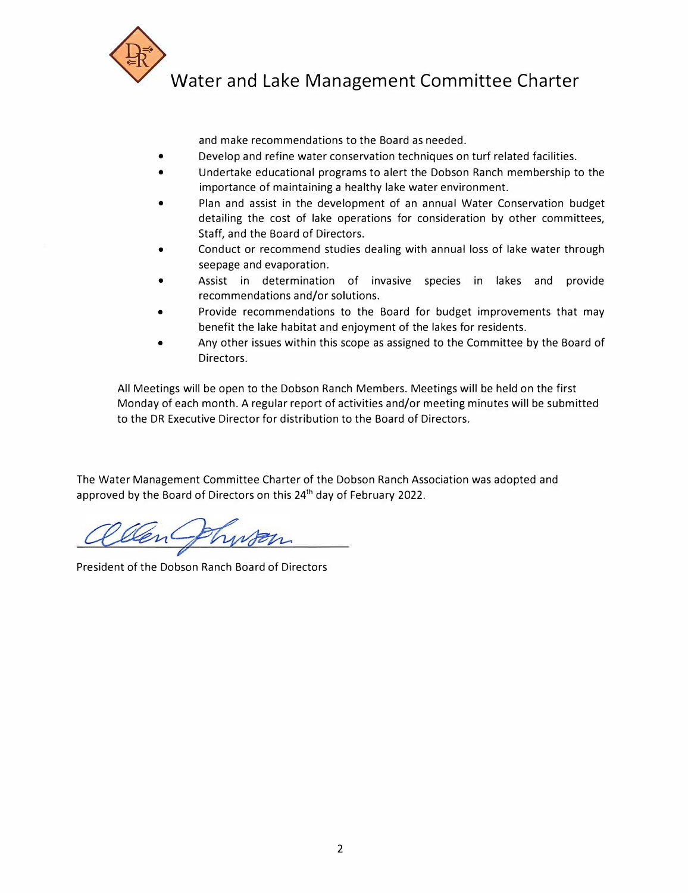and make recommendations to the Board as needed.

- Develop and refine water conservation techniques on turf related facilities.
- Undertake educational programs to alert the Dobson Ranch membership to the importance of maintaining a healthy lake water environment.
- Plan and assist in the development of an annual Water Conservation budget detailing the cost of lake operations for consideration by other committees, Staff, and the Board of Directors.
- Conduct or recommend studies dealing with annual loss of lake water through seepage and evaporation.
- Assist in determination of invasive species in lakes and provide recommendations and/or solutions.
- Provide recommendations to the Board for budget improvements that may benefit the lake habitat and enjoyment of the lakes for residents.
- Any other issues within this scope as assigned to the Committee by the Board of Directors.

All Meetings will be open to the Dobson Ranch Members. Meetings will be held on the first Monday of each month. A regular report of activities and/or meeting minutes will be submitted to the DR Executive Director for distribution to the Board of Directors.

The Water Management Committee Charter of the Dobson Ranch Association was adopted and approved by the Board of Directors on this 24th day of February 2022.

Allen Johnson

President of the Dobson Ranch Board of Directors